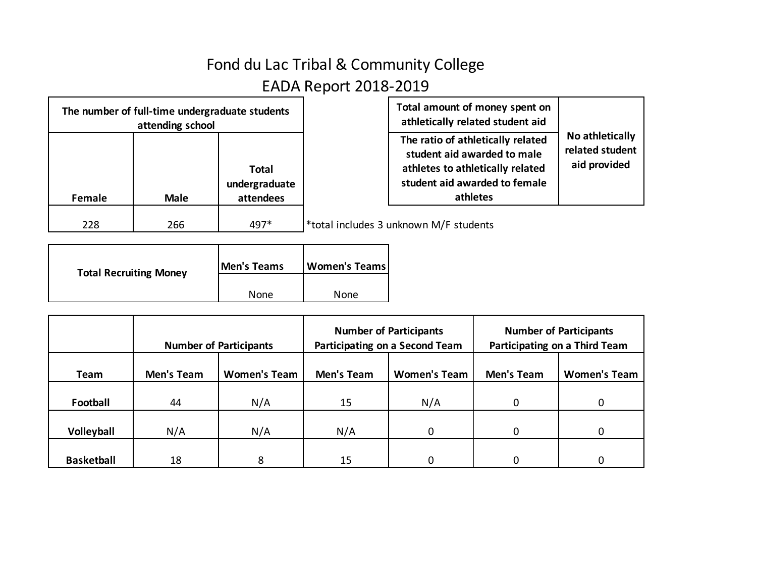# Fond du Lac Tribal & Community College

## EADA Report 2018-2019

| The number of full-time undergraduate students attending school | | |
|---|---|---|
| Female | Male | Total undergraduate attendees |
| 228 | 266 | 497* |

*total includes 3 unknown M/F students

| | |
|---|---|
| Total amount of money spent on athletically related student aid | No athletically related student aid provided |
| The ratio of athletically related student aid awarded to male athletes to athletically related student aid awarded to female athletes | |

| Total Recruiting Money | Men's Teams | Women's Teams |
|---|---|---|
| | None | None |

| | Number of Participants | | Number of Participants Participating on a Second Team | | Number of Participants Participating on a Third Team | |
|---|---|---|---|---|---|---|
| Team | Men's Team | Women's Team | Men's Team | Women's Team | Men's Team | Women's Team |
| Football | 44 | N/A | 15 | N/A | 0 | 0 |
| Volleyball | N/A | N/A | N/A | 0 | 0 | 0 |
| Basketball | 18 | 8 | 15 | 0 | 0 | 0 |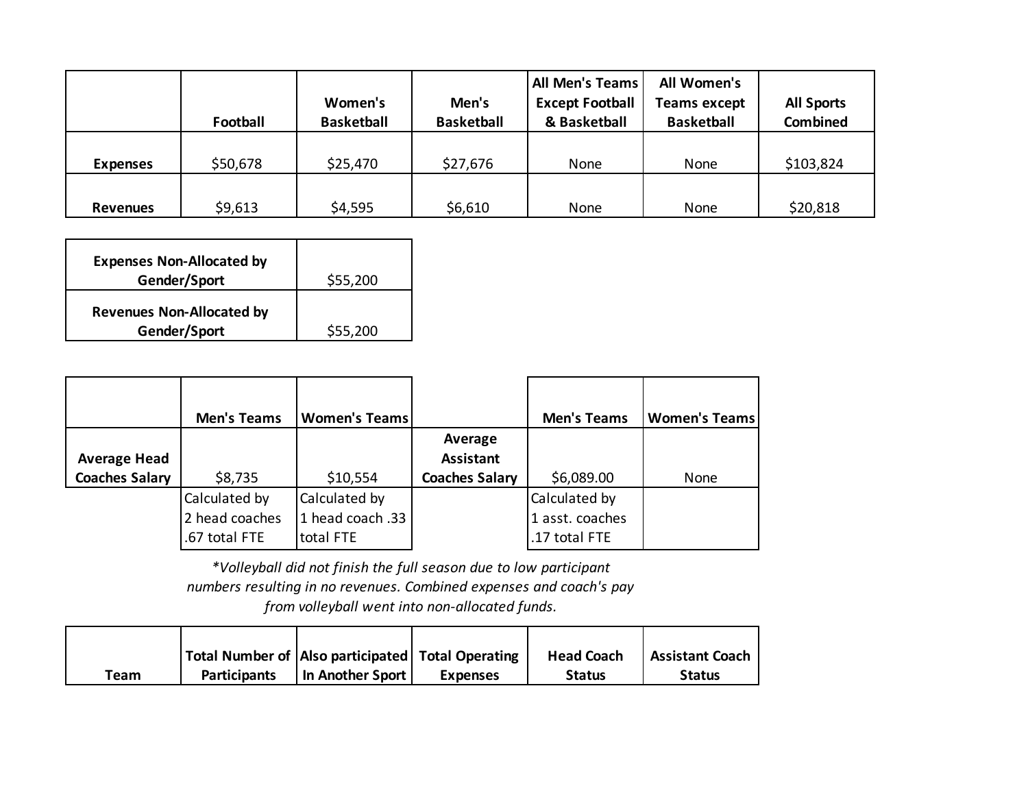| | Football | Women's Basketball | Men's Basketball | All Men's Teams Except Football & Basketball | All Women's Teams except Basketball | All Sports Combined |
|---|---|---|---|---|---|---|
| **Expenses** | $50,678 | $25,470 | $27,676 | None | None | $103,824 |
| **Revenues** | $9,613 | $4,595 | $6,610 | None | None | $20,818 |

| | |
|---|---|
| **Expenses Non-Allocated by Gender/Sport** | $55,200 |
| **Revenues Non-Allocated by Gender/Sport** | $55,200 |

| | Men's Teams | Women's Teams | | Men's Teams | Women's Teams |
|---|---|---|---|---|---|
| **Average Head Coaches Salary** | $8,735 | $10,554 | **Average Assistant Coaches Salary** | $6,089.00 | None |
| | Calculated by 2 head coaches .67 total FTE | Calculated by 1 head coach .33 total FTE | | Calculated by 1 asst. coaches .17 total FTE | |

*\*Volleyball did not finish the full season due to low participant numbers resulting in no revenues. Combined expenses and coach's pay from volleyball went into non-allocated funds.*

| Team | Total Number of Participants | Also participated In Another Sport | Total Operating Expenses | Head Coach Status | Assistant Coach Status |
|---|---|---|---|---|---|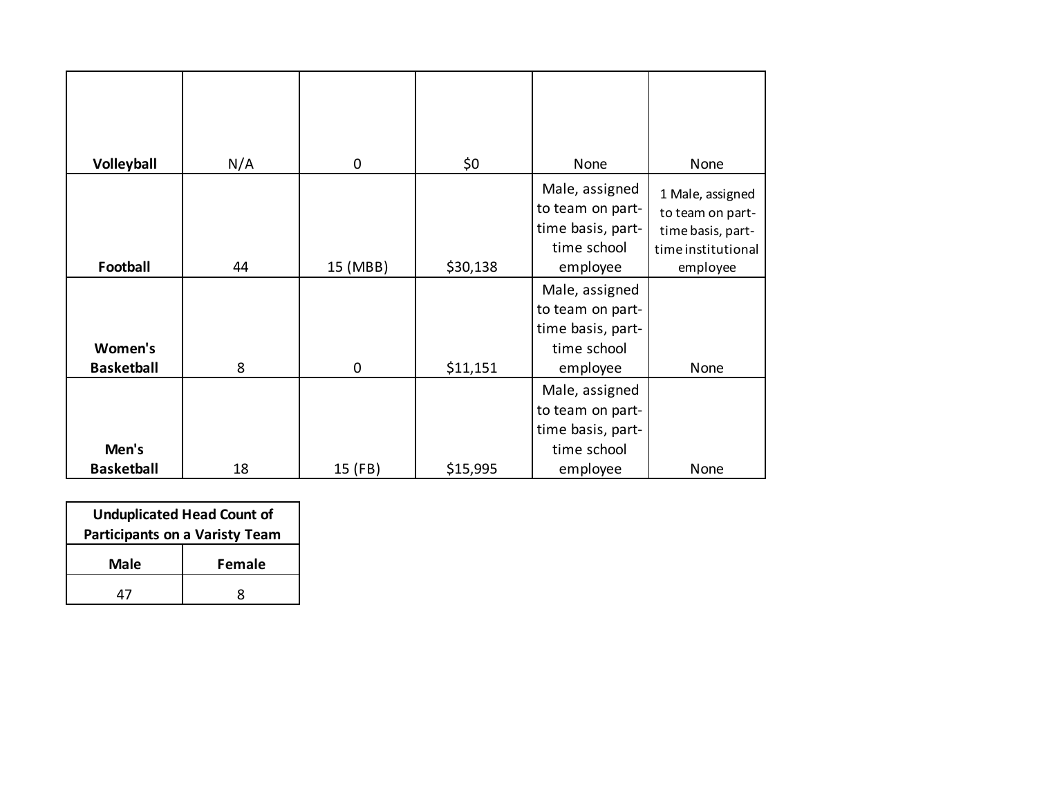| | | | | | |
|---|---|---|---|---|---|
| **Volleyball** | N/A | 0 | $0 | None | None |
| **Football** | 44 | 15 (MBB) | $30,138 | Male, assigned to team on part-time basis, part-time school employee | 1 Male, assigned to team on part-time basis, part-time institutional employee |
| **Women's Basketball** | 8 | 0 | $11,151 | Male, assigned to team on part-time basis, part-time school employee | None |
| **Men's Basketball** | 18 | 15 (FB) | $15,995 | Male, assigned to team on part-time basis, part-time school employee | None |

| Unduplicated Head Count of Participants on a Varisty Team | |
|---|---|
| **Male** | **Female** |
| 47 | 8 |